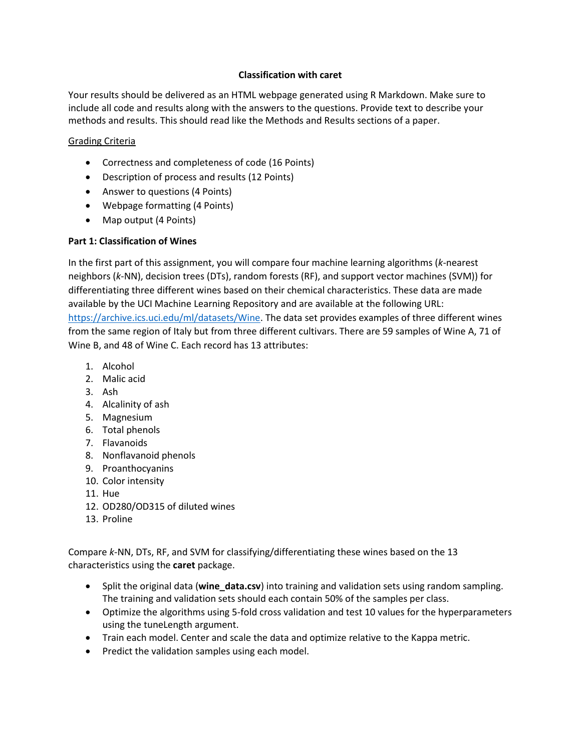**Classification with caret**

Your results should be delivered as an HTML webpage generated using R Markdown. Make sure to include all code and results along with the answers to the questions. Provide text to describe your methods and results. This should read like the Methods and Results sections of a paper.

Grading Criteria

- Correctness and completeness of code (16 Points)
- Description of process and results (12 Points)
- Answer to questions (4 Points)
- Webpage formatting (4 Points)
- Map output (4 Points)

**Part 1: Classification of Wines**

In the first part of this assignment, you will compare four machine learning algorithms (*k*-nearest neighbors (*k*-NN), decision trees (DTs), random forests (RF), and support vector machines (SVM)) for differentiating three different wines based on their chemical characteristics. These data are made available by the UCI Machine Learning Repository and are available at the following URL: https://archive.ics.uci.edu/ml/datasets/Wine. The data set provides examples of three different wines from the same region of Italy but from three different cultivars. There are 59 samples of Wine A, 71 of Wine B, and 48 of Wine C. Each record has 13 attributes:

1. Alcohol
2. Malic acid
3. Ash
4. Alcalinity of ash
5. Magnesium
6. Total phenols
7. Flavanoids
8. Nonflavanoid phenols
9. Proanthocyanins
10. Color intensity
11. Hue
12. OD280/OD315 of diluted wines
13. Proline

Compare *k*-NN, DTs, RF, and SVM for classifying/differentiating these wines based on the 13 characteristics using the **caret** package.

- Split the original data (**wine_data.csv**) into training and validation sets using random sampling. The training and validation sets should each contain 50% of the samples per class.
- Optimize the algorithms using 5-fold cross validation and test 10 values for the hyperparameters using the tuneLength argument.
- Train each model. Center and scale the data and optimize relative to the Kappa metric.
- Predict the validation samples using each model.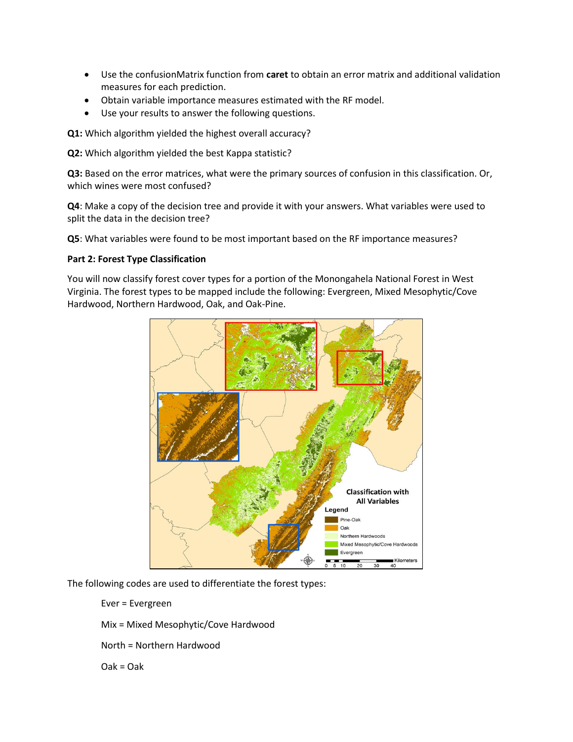- Use the confusionMatrix function from **caret** to obtain an error matrix and additional validation measures for each prediction.
- Obtain variable importance measures estimated with the RF model.
- Use your results to answer the following questions.

**Q1:** Which algorithm yielded the highest overall accuracy?

**Q2:** Which algorithm yielded the best Kappa statistic?

**Q3:** Based on the error matrices, what were the primary sources of confusion in this classification. Or, which wines were most confused?

**Q4**: Make a copy of the decision tree and provide it with your answers. What variables were used to split the data in the decision tree?

**Q5**: What variables were found to be most important based on the RF importance measures?

**Part 2: Forest Type Classification**

You will now classify forest cover types for a portion of the Monongahela National Forest in West Virginia. The forest types to be mapped include the following: Evergreen, Mixed Mesophytic/Cove Hardwood, Northern Hardwood, Oak, and Oak-Pine.

The following codes are used to differentiate the forest types:

Ever = Evergreen

Mix = Mixed Mesophytic/Cove Hardwood

North = Northern Hardwood

Oak = Oak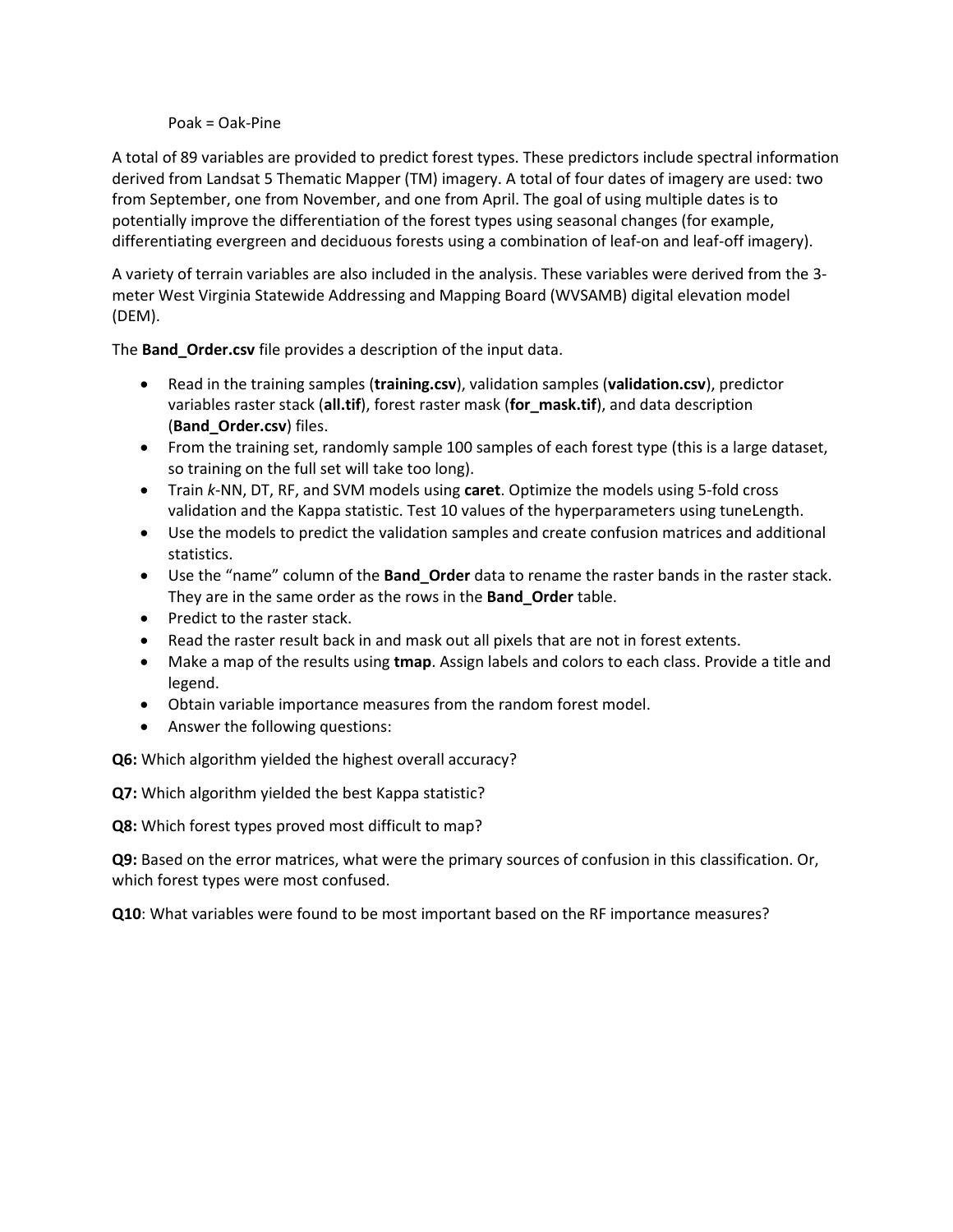Poak = Oak-Pine

A total of 89 variables are provided to predict forest types. These predictors include spectral information derived from Landsat 5 Thematic Mapper (TM) imagery. A total of four dates of imagery are used: two from September, one from November, and one from April. The goal of using multiple dates is to potentially improve the differentiation of the forest types using seasonal changes (for example, differentiating evergreen and deciduous forests using a combination of leaf-on and leaf-off imagery).

A variety of terrain variables are also included in the analysis. These variables were derived from the 3-meter West Virginia Statewide Addressing and Mapping Board (WVSAMB) digital elevation model (DEM).

The **Band_Order.csv** file provides a description of the input data.

- Read in the training samples (**training.csv**), validation samples (**validation.csv**), predictor variables raster stack (**all.tif**), forest raster mask (**for_mask.tif**), and data description (**Band_Order.csv**) files.
- From the training set, randomly sample 100 samples of each forest type (this is a large dataset, so training on the full set will take too long).
- Train *k*-NN, DT, RF, and SVM models using **caret**. Optimize the models using 5-fold cross validation and the Kappa statistic. Test 10 values of the hyperparameters using tuneLength.
- Use the models to predict the validation samples and create confusion matrices and additional statistics.
- Use the "name" column of the **Band_Order** data to rename the raster bands in the raster stack. They are in the same order as the rows in the **Band_Order** table.
- Predict to the raster stack.
- Read the raster result back in and mask out all pixels that are not in forest extents.
- Make a map of the results using **tmap**. Assign labels and colors to each class. Provide a title and legend.
- Obtain variable importance measures from the random forest model.
- Answer the following questions:

**Q6:** Which algorithm yielded the highest overall accuracy?

**Q7:** Which algorithm yielded the best Kappa statistic?

**Q8:** Which forest types proved most difficult to map?

**Q9:** Based on the error matrices, what were the primary sources of confusion in this classification. Or, which forest types were most confused.

**Q10**: What variables were found to be most important based on the RF importance measures?